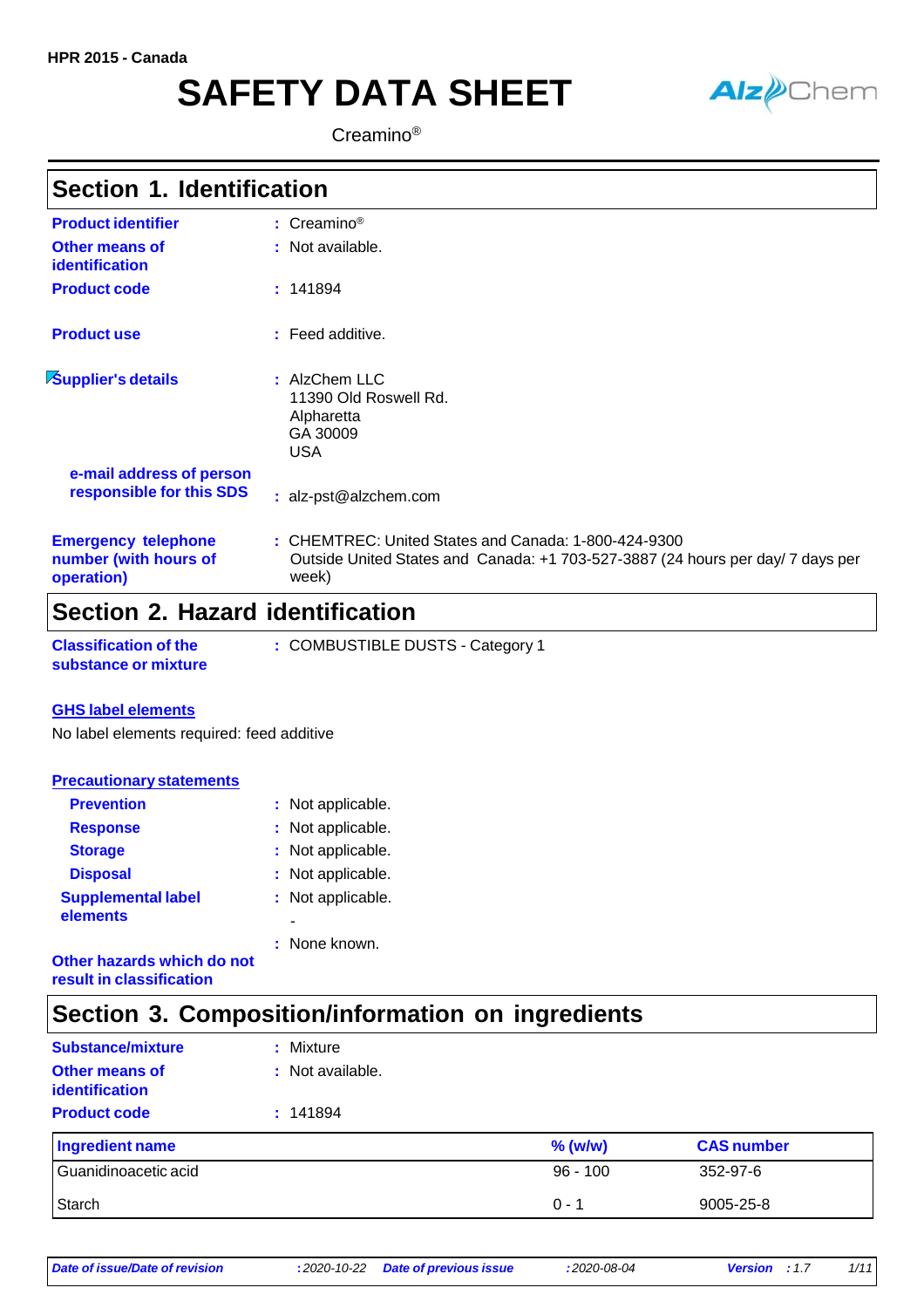HPR 2015 - Canada

# SAFETY DATA SHEET

Creamino®

## Section 1. Identification

**Product identifier** : Creamino®

**Other means of identification** : Not available.

**Product code** : 141894

**Product use** : Feed additive.

**Supplier's details** : AlzChem LLC
11390 Old Roswell Rd.
Alpharetta
GA 30009
USA

**e-mail address of person responsible for this SDS** : alz-pst@alzchem.com

**Emergency telephone number (with hours of operation)** : CHEMTREC: United States and Canada: 1-800-424-9300
Outside United States and Canada: +1 703-527-3887 (24 hours per day/ 7 days per week)

## Section 2. Hazard identification

**Classification of the substance or mixture** : COMBUSTIBLE DUSTS - Category 1

**GHS label elements**

No label elements required: feed additive

**Precautionary statements**

**Prevention** : Not applicable.

**Response** : Not applicable.

**Storage** : Not applicable.

**Disposal** : Not applicable.

**Supplemental label elements** : Not applicable.
-

**Other hazards which do not result in classification** : None known.

## Section 3. Composition/information on ingredients

**Substance/mixture** : Mixture

**Other means of identification** : Not available.

**Product code** : 141894

| Ingredient name | % (w/w) | CAS number |
|---|---|---|
| Guanidinoacetic acid | 96 - 100 | 352-97-6 |
| Starch | 0 - 1 | 9005-25-8 |

*Date of issue/Date of revision* : 2020-10-22 *Date of previous issue* : 2020-08-04 *Version* : 1.7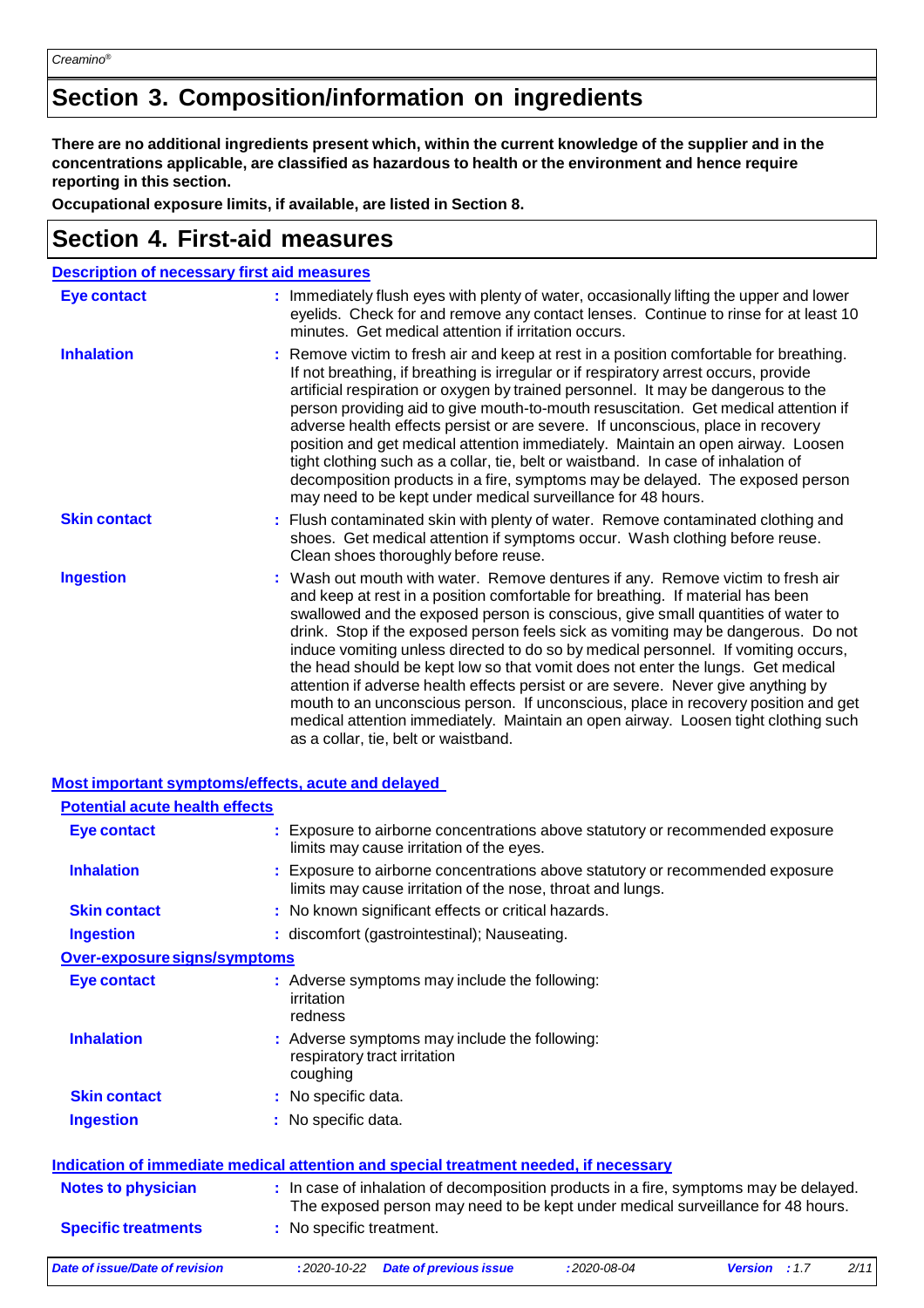# Section 3. Composition/information on ingredients

**There are no additional ingredients present which, within the current knowledge of the supplier and in the concentrations applicable, are classified as hazardous to health or the environment and hence require reporting in this section.**

**Occupational exposure limits, if available, are listed in Section 8.**

# Section 4. First-aid measures

## Description of necessary first aid measures

| | |
|---|---|
| **Eye contact** | : Immediately flush eyes with plenty of water, occasionally lifting the upper and lower eyelids. Check for and remove any contact lenses. Continue to rinse for at least 10 minutes. Get medical attention if irritation occurs. |
| **Inhalation** | : Remove victim to fresh air and keep at rest in a position comfortable for breathing. If not breathing, if breathing is irregular or if respiratory arrest occurs, provide artificial respiration or oxygen by trained personnel. It may be dangerous to the person providing aid to give mouth-to-mouth resuscitation. Get medical attention if adverse health effects persist or are severe. If unconscious, place in recovery position and get medical attention immediately. Maintain an open airway. Loosen tight clothing such as a collar, tie, belt or waistband. In case of inhalation of decomposition products in a fire, symptoms may be delayed. The exposed person may need to be kept under medical surveillance for 48 hours. |
| **Skin contact** | : Flush contaminated skin with plenty of water. Remove contaminated clothing and shoes. Get medical attention if symptoms occur. Wash clothing before reuse. Clean shoes thoroughly before reuse. |
| **Ingestion** | : Wash out mouth with water. Remove dentures if any. Remove victim to fresh air and keep at rest in a position comfortable for breathing. If material has been swallowed and the exposed person is conscious, give small quantities of water to drink. Stop if the exposed person feels sick as vomiting may be dangerous. Do not induce vomiting unless directed to do so by medical personnel. If vomiting occurs, the head should be kept low so that vomit does not enter the lungs. Get medical attention if adverse health effects persist or are severe. Never give anything by mouth to an unconscious person. If unconscious, place in recovery position and get medical attention immediately. Maintain an open airway. Loosen tight clothing such as a collar, tie, belt or waistband. |

## Most important symptoms/effects, acute and delayed

### Potential acute health effects

| | |
|---|---|
| **Eye contact** | : Exposure to airborne concentrations above statutory or recommended exposure limits may cause irritation of the eyes. |
| **Inhalation** | : Exposure to airborne concentrations above statutory or recommended exposure limits may cause irritation of the nose, throat and lungs. |
| **Skin contact** | : No known significant effects or critical hazards. |
| **Ingestion** | : discomfort (gastrointestinal); Nauseating. |

### Over-exposure signs/symptoms

| | |
|---|---|
| **Eye contact** | : Adverse symptoms may include the following: irritation redness |
| **Inhalation** | : Adverse symptoms may include the following: respiratory tract irritation coughing |
| **Skin contact** | : No specific data. |
| **Ingestion** | : No specific data. |

## Indication of immediate medical attention and special treatment needed, if necessary

| | |
|---|---|
| **Notes to physician** | : In case of inhalation of decomposition products in a fire, symptoms may be delayed. The exposed person may need to be kept under medical surveillance for 48 hours. |
| **Specific treatments** | : No specific treatment. |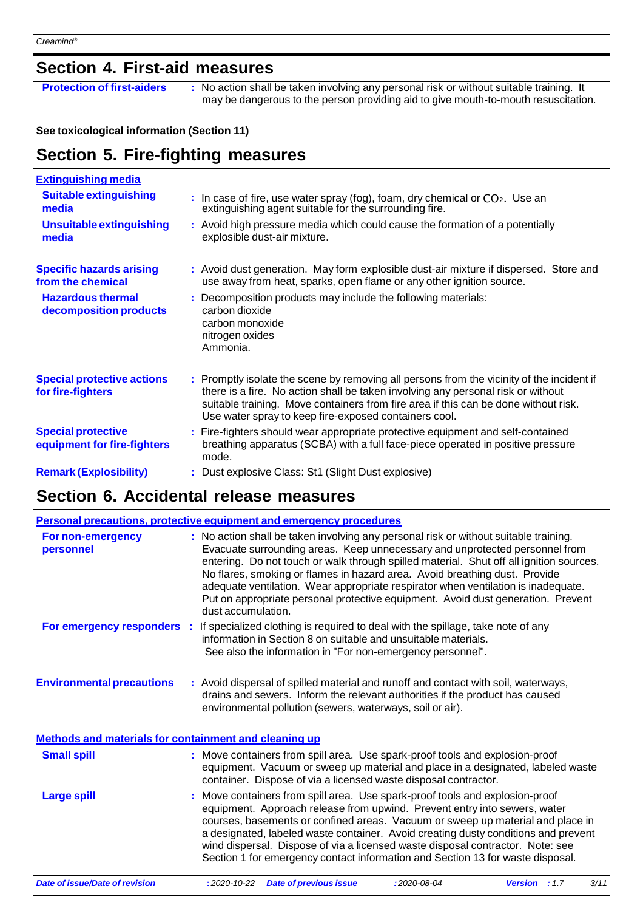## Section 4. First-aid measures

**Protection of first-aiders** : No action shall be taken involving any personal risk or without suitable training. It may be dangerous to the person providing aid to give mouth-to-mouth resuscitation.

**See toxicological information (Section 11)**

## Section 5. Fire-fighting measures

**Extinguishing media**

**Suitable extinguishing media** : In case of fire, use water spray (fog), foam, dry chemical or $CO_2$. Use an extinguishing agent suitable for the surrounding fire.

**Unsuitable extinguishing media** : Avoid high pressure media which could cause the formation of a potentially explosible dust-air mixture.

**Specific hazards arising from the chemical** : Avoid dust generation. May form explosible dust-air mixture if dispersed. Store and use away from heat, sparks, open flame or any other ignition source.

**Hazardous thermal decomposition products** : Decomposition products may include the following materials:
carbon dioxide
carbon monoxide
nitrogen oxides
Ammonia.

**Special protective actions for fire-fighters** : Promptly isolate the scene by removing all persons from the vicinity of the incident if there is a fire. No action shall be taken involving any personal risk or without suitable training. Move containers from fire area if this can be done without risk. Use water spray to keep fire-exposed containers cool.

**Special protective equipment for fire-fighters** : Fire-fighters should wear appropriate protective equipment and self-contained breathing apparatus (SCBA) with a full face-piece operated in positive pressure mode.

**Remark (Explosibility)** : Dust explosive Class: St1 (Slight Dust explosive)

## Section 6. Accidental release measures

**Personal precautions, protective equipment and emergency procedures**

**For non-emergency personnel** : No action shall be taken involving any personal risk or without suitable training. Evacuate surrounding areas. Keep unnecessary and unprotected personnel from entering. Do not touch or walk through spilled material. Shut off all ignition sources. No flares, smoking or flames in hazard area. Avoid breathing dust. Provide adequate ventilation. Wear appropriate respirator when ventilation is inadequate. Put on appropriate personal protective equipment. Avoid dust generation. Prevent dust accumulation.

**For emergency responders** : If specialized clothing is required to deal with the spillage, take note of any information in Section 8 on suitable and unsuitable materials. See also the information in "For non-emergency personnel".

**Environmental precautions** : Avoid dispersal of spilled material and runoff and contact with soil, waterways, drains and sewers. Inform the relevant authorities if the product has caused environmental pollution (sewers, waterways, soil or air).

**Methods and materials for containment and cleaning up**

**Small spill** : Move containers from spill area. Use spark-proof tools and explosion-proof equipment. Vacuum or sweep up material and place in a designated, labeled waste container. Dispose of via a licensed waste disposal contractor.

**Large spill** : Move containers from spill area. Use spark-proof tools and explosion-proof equipment. Approach release from upwind. Prevent entry into sewers, water courses, basements or confined areas. Vacuum or sweep up material and place in a designated, labeled waste container. Avoid creating dusty conditions and prevent wind dispersal. Dispose of via a licensed waste disposal contractor. Note: see Section 1 for emergency contact information and Section 13 for waste disposal.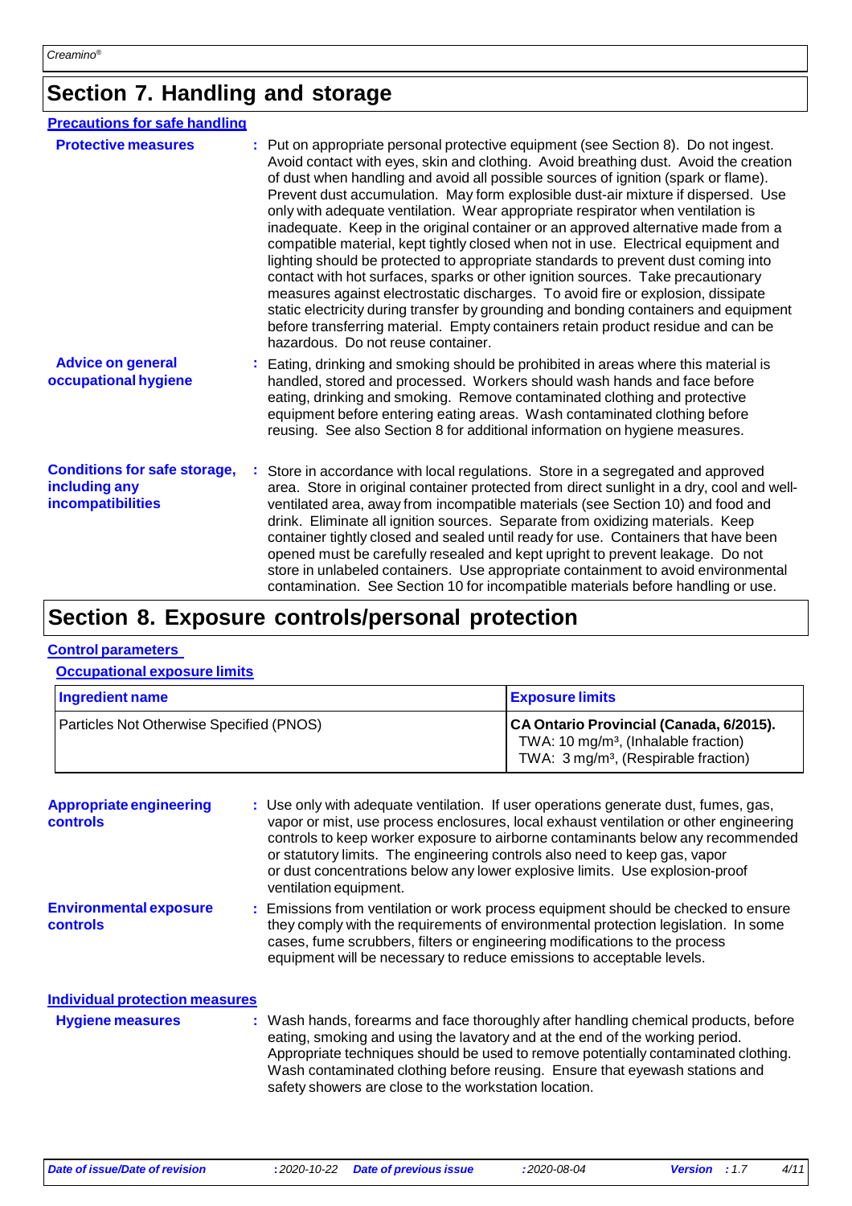## Section 7. Handling and storage

**Precautions for safe handling**

**Protective measures** : Put on appropriate personal protective equipment (see Section 8). Do not ingest. Avoid contact with eyes, skin and clothing. Avoid breathing dust. Avoid the creation of dust when handling and avoid all possible sources of ignition (spark or flame). Prevent dust accumulation. May form explosible dust-air mixture if dispersed. Use only with adequate ventilation. Wear appropriate respirator when ventilation is inadequate. Keep in the original container or an approved alternative made from a compatible material, kept tightly closed when not in use. Electrical equipment and lighting should be protected to appropriate standards to prevent dust coming into contact with hot surfaces, sparks or other ignition sources. Take precautionary measures against electrostatic discharges. To avoid fire or explosion, dissipate static electricity during transfer by grounding and bonding containers and equipment before transferring material. Empty containers retain product residue and can be hazardous. Do not reuse container.

**Advice on general occupational hygiene** : Eating, drinking and smoking should be prohibited in areas where this material is handled, stored and processed. Workers should wash hands and face before eating, drinking and smoking. Remove contaminated clothing and protective equipment before entering eating areas. Wash contaminated clothing before reusing. See also Section 8 for additional information on hygiene measures.

**Conditions for safe storage, including any incompatibilities** : Store in accordance with local regulations. Store in a segregated and approved area. Store in original container protected from direct sunlight in a dry, cool and well-ventilated area, away from incompatible materials (see Section 10) and food and drink. Eliminate all ignition sources. Separate from oxidizing materials. Keep container tightly closed and sealed until ready for use. Containers that have been opened must be carefully resealed and kept upright to prevent leakage. Do not store in unlabeled containers. Use appropriate containment to avoid environmental contamination. See Section 10 for incompatible materials before handling or use.

## Section 8. Exposure controls/personal protection

**Control parameters**

**Occupational exposure limits**

| Ingredient name | Exposure limits |
|---|---|
| Particles Not Otherwise Specified (PNOS) | **CA Ontario Provincial (Canada, 6/2015).**<br>TWA: 10 mg/m³, (Inhalable fraction)<br>TWA: 3 mg/m³, (Respirable fraction) |

**Appropriate engineering controls** : Use only with adequate ventilation. If user operations generate dust, fumes, gas, vapor or mist, use process enclosures, local exhaust ventilation or other engineering controls to keep worker exposure to airborne contaminants below any recommended or statutory limits. The engineering controls also need to keep gas, vapor or dust concentrations below any lower explosive limits. Use explosion-proof ventilation equipment.

**Environmental exposure controls** : Emissions from ventilation or work process equipment should be checked to ensure they comply with the requirements of environmental protection legislation. In some cases, fume scrubbers, filters or engineering modifications to the process equipment will be necessary to reduce emissions to acceptable levels.

**Individual protection measures**

**Hygiene measures** : Wash hands, forearms and face thoroughly after handling chemical products, before eating, smoking and using the lavatory and at the end of the working period. Appropriate techniques should be used to remove potentially contaminated clothing. Wash contaminated clothing before reusing. Ensure that eyewash stations and safety showers are close to the workstation location.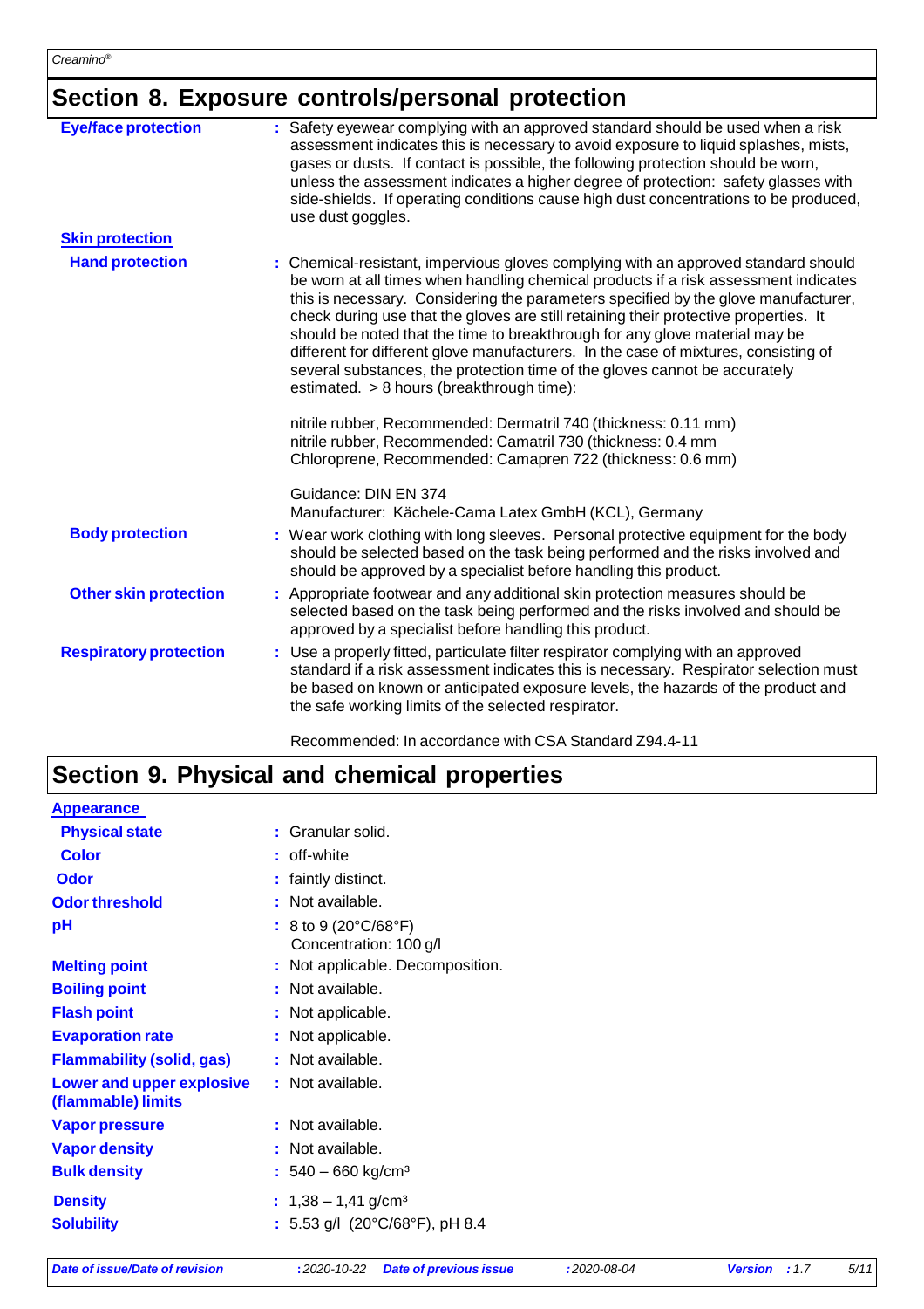## Section 8. Exposure controls/personal protection

| | |
|---|---|
| **Eye/face protection** | : Safety eyewear complying with an approved standard should be used when a risk assessment indicates this is necessary to avoid exposure to liquid splashes, mists, gases or dusts. If contact is possible, the following protection should be worn, unless the assessment indicates a higher degree of protection: safety glasses with side-shields. If operating conditions cause high dust concentrations to be produced, use dust goggles. |
| **Skin protection** | |
| **Hand protection** | : Chemical-resistant, impervious gloves complying with an approved standard should be worn at all times when handling chemical products if a risk assessment indicates this is necessary. Considering the parameters specified by the glove manufacturer, check during use that the gloves are still retaining their protective properties. It should be noted that the time to breakthrough for any glove material may be different for different glove manufacturers. In the case of mixtures, consisting of several substances, the protection time of the gloves cannot be accurately estimated. > 8 hours (breakthrough time):<br><br>nitrile rubber, Recommended: Dermatril 740 (thickness: 0.11 mm)<br>nitrile rubber, Recommended: Camatril 730 (thickness: 0.4 mm<br>Chloroprene, Recommended: Camapren 722 (thickness: 0.6 mm)<br><br>Guidance: DIN EN 374<br>Manufacturer: Kächele-Cama Latex GmbH (KCL), Germany |
| **Body protection** | : Wear work clothing with long sleeves. Personal protective equipment for the body should be selected based on the task being performed and the risks involved and should be approved by a specialist before handling this product. |
| **Other skin protection** | : Appropriate footwear and any additional skin protection measures should be selected based on the task being performed and the risks involved and should be approved by a specialist before handling this product. |
| **Respiratory protection** | : Use a properly fitted, particulate filter respirator complying with an approved standard if a risk assessment indicates this is necessary. Respirator selection must be based on known or anticipated exposure levels, the hazards of the product and the safe working limits of the selected respirator.<br><br>Recommended: In accordance with CSA Standard Z94.4-11 |

## Section 9. Physical and chemical properties

| | |
|---|---|
| **Appearance** | |
| **Physical state** | : Granular solid. |
| **Color** | : off-white |
| **Odor** | : faintly distinct. |
| **Odor threshold** | : Not available. |
| **pH** | : 8 to 9 (20°C/68°F)<br>Concentration: 100 g/l |
| **Melting point** | : Not applicable. Decomposition. |
| **Boiling point** | : Not available. |
| **Flash point** | : Not applicable. |
| **Evaporation rate** | : Not applicable. |
| **Flammability (solid, gas)** | : Not available. |
| **Lower and upper explosive (flammable) limits** | : Not available. |
| **Vapor pressure** | : Not available. |
| **Vapor density** | : Not available. |
| **Bulk density** | : 540 – 660 kg/cm³ |
| **Density** | : 1,38 – 1,41 g/cm³ |
| **Solubility** | : 5.53 g/l (20°C/68°F), pH 8.4 |

*Date of issue/Date of revision* : 2020-10-22 *Date of previous issue* : 2020-08-04 *Version* : 1.7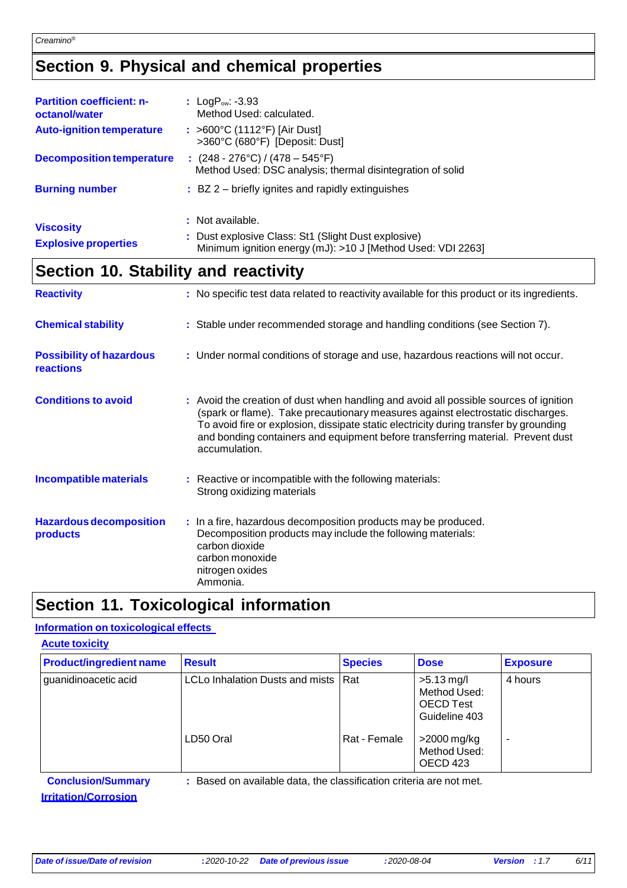## Section 9. Physical and chemical properties

| | |
|---|---|
| **Partition coefficient: n-octanol/water** | : Log$P_{ow}$: -3.93<br>Method Used: calculated. |
| **Auto-ignition temperature** | : >600°C (1112°F) [Air Dust]<br>>360°C (680°F) [Deposit: Dust] |
| **Decomposition temperature** | : (248 - 276°C) / (478 – 545°F)<br>Method Used: DSC analysis; thermal disintegration of solid |
| **Burning number** | : BZ 2 – briefly ignites and rapidly extinguishes |
| **Viscosity** | : Not available. |
| **Explosive properties** | : Dust explosive Class: St1 (Slight Dust explosive)<br>Minimum ignition energy (mJ): >10 J [Method Used: VDI 2263] |

## Section 10. Stability and reactivity

| | |
|---|---|
| **Reactivity** | : No specific test data related to reactivity available for this product or its ingredients. |
| **Chemical stability** | : Stable under recommended storage and handling conditions (see Section 7). |
| **Possibility of hazardous reactions** | : Under normal conditions of storage and use, hazardous reactions will not occur. |
| **Conditions to avoid** | : Avoid the creation of dust when handling and avoid all possible sources of ignition (spark or flame). Take precautionary measures against electrostatic discharges. To avoid fire or explosion, dissipate static electricity during transfer by grounding and bonding containers and equipment before transferring material. Prevent dust accumulation. |
| **Incompatible materials** | : Reactive or incompatible with the following materials:<br>Strong oxidizing materials |
| **Hazardous decomposition products** | : In a fire, hazardous decomposition products may be produced.<br>Decomposition products may include the following materials:<br>carbon dioxide<br>carbon monoxide<br>nitrogen oxides<br>Ammonia. |

## Section 11. Toxicological information

### Information on toxicological effects

#### Acute toxicity

| Product/ingredient name | Result | Species | Dose | Exposure |
|---|---|---|---|---|
| guanidinoacetic acid | LCLo Inhalation Dusts and mists | Rat | >5.13 mg/l<br>Method Used: OECD Test Guideline 403 | 4 hours |
| | LD50 Oral | Rat - Female | >2000 mg/kg<br>Method Used: OECD 423 | - |

**Conclusion/Summary** : Based on available data, the classification criteria are not met.

#### Irritation/Corrosion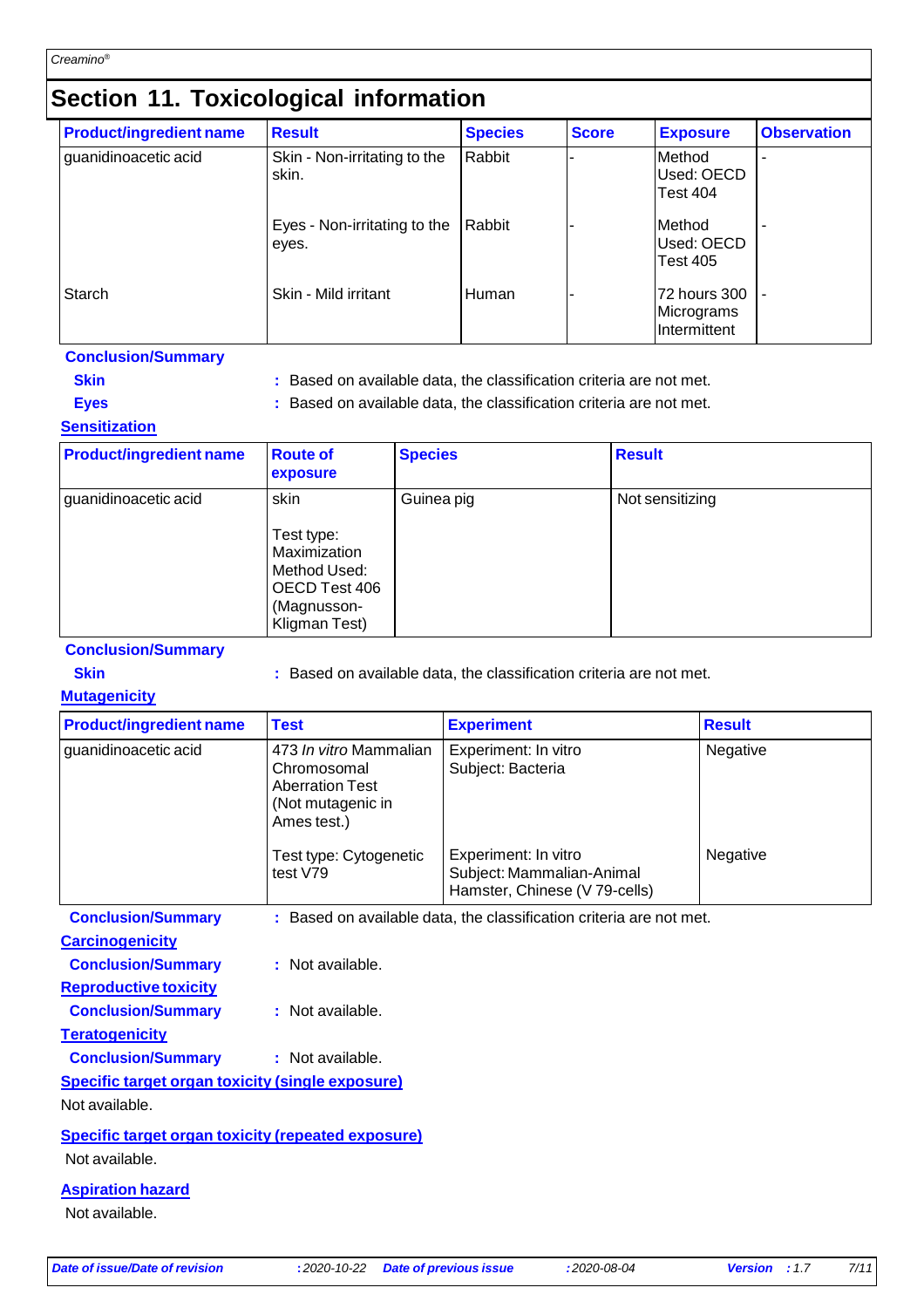## Section 11. Toxicological information

| Product/ingredient name | Result | Species | Score | Exposure | Observation |
| --- | --- | --- | --- | --- | --- |
| guanidinoacetic acid | Skin - Non-irritating to the skin. | Rabbit | - | Method Used: OECD Test 404 | - |
| | Eyes - Non-irritating to the eyes. | Rabbit | - | Method Used: OECD Test 405 | - |
| Starch | Skin - Mild irritant | Human | - | 72 hours 300 Micrograms Intermittent | - |

**Conclusion/Summary**

**Skin** : Based on available data, the classification criteria are not met.

**Eyes** : Based on available data, the classification criteria are not met.

**Sensitization**

| Product/ingredient name | Route of exposure | Species | Result |
| --- | --- | --- | --- |
| guanidinoacetic acid | skin<br><br>Test type: Maximization Method Used: OECD Test 406 (Magnusson-Kligman Test) | Guinea pig | Not sensitizing |

**Conclusion/Summary**

**Skin** : Based on available data, the classification criteria are not met.

**Mutagenicity**

| Product/ingredient name | Test | Experiment | Result |
| --- | --- | --- | --- |
| guanidinoacetic acid | 473 *In vitro* Mammalian Chromosomal Aberration Test (Not mutagenic in Ames test.) | Experiment: In vitro<br>Subject: Bacteria | Negative |
| | Test type: Cytogenetic test V79 | Experiment: In vitro<br>Subject: Mammalian-Animal Hamster, Chinese (V 79-cells) | Negative |

**Conclusion/Summary** : Based on available data, the classification criteria are not met.

**Carcinogenicity**

**Conclusion/Summary** : Not available.

**Reproductive toxicity**

**Conclusion/Summary** : Not available.

**Teratogenicity**

**Conclusion/Summary** : Not available.

**Specific target organ toxicity (single exposure)**

Not available.

**Specific target organ toxicity (repeated exposure)**

Not available.

**Aspiration hazard**

Not available.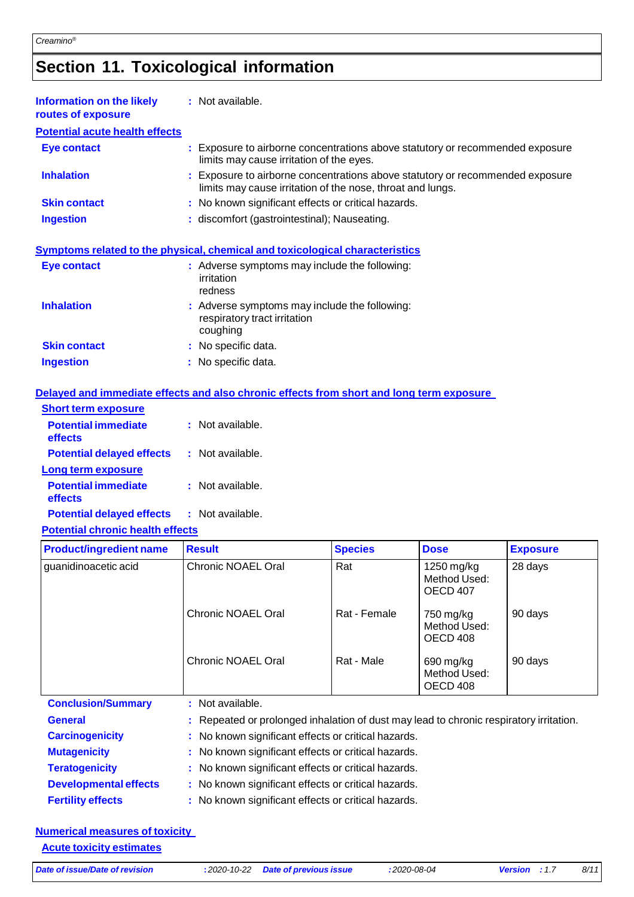## Section 11. Toxicological information

**Information on the likely routes of exposure** : Not available.

**Potential acute health effects**

**Eye contact** : Exposure to airborne concentrations above statutory or recommended exposure limits may cause irritation of the eyes.

**Inhalation** : Exposure to airborne concentrations above statutory or recommended exposure limits may cause irritation of the nose, throat and lungs.

**Skin contact** : No known significant effects or critical hazards.

**Ingestion** : discomfort (gastrointestinal); Nauseating.

**Symptoms related to the physical, chemical and toxicological characteristics**

**Eye contact** : Adverse symptoms may include the following:
irritation
redness

**Inhalation** : Adverse symptoms may include the following:
respiratory tract irritation
coughing

**Skin contact** : No specific data.

**Ingestion** : No specific data.

**Delayed and immediate effects and also chronic effects from short and long term exposure**

**Short term exposure**

**Potential immediate effects** : Not available.

**Potential delayed effects** : Not available.

**Long term exposure**

**Potential immediate effects** : Not available.

**Potential delayed effects** : Not available.

**Potential chronic health effects**

| Product/ingredient name | Result | Species | Dose | Exposure |
|---|---|---|---|---|
| guanidinoacetic acid | Chronic NOAEL Oral | Rat | 1250 mg/kg Method Used: OECD 407 | 28 days |
| | Chronic NOAEL Oral | Rat - Female | 750 mg/kg Method Used: OECD 408 | 90 days |
| | Chronic NOAEL Oral | Rat - Male | 690 mg/kg Method Used: OECD 408 | 90 days |

**Conclusion/Summary** : Not available.

**General** : Repeated or prolonged inhalation of dust may lead to chronic respiratory irritation.

**Carcinogenicity** : No known significant effects or critical hazards.

**Mutagenicity** : No known significant effects or critical hazards.

**Teratogenicity** : No known significant effects or critical hazards.

**Developmental effects** : No known significant effects or critical hazards.

**Fertility effects** : No known significant effects or critical hazards.

**Numerical measures of toxicity**

**Acute toxicity estimates**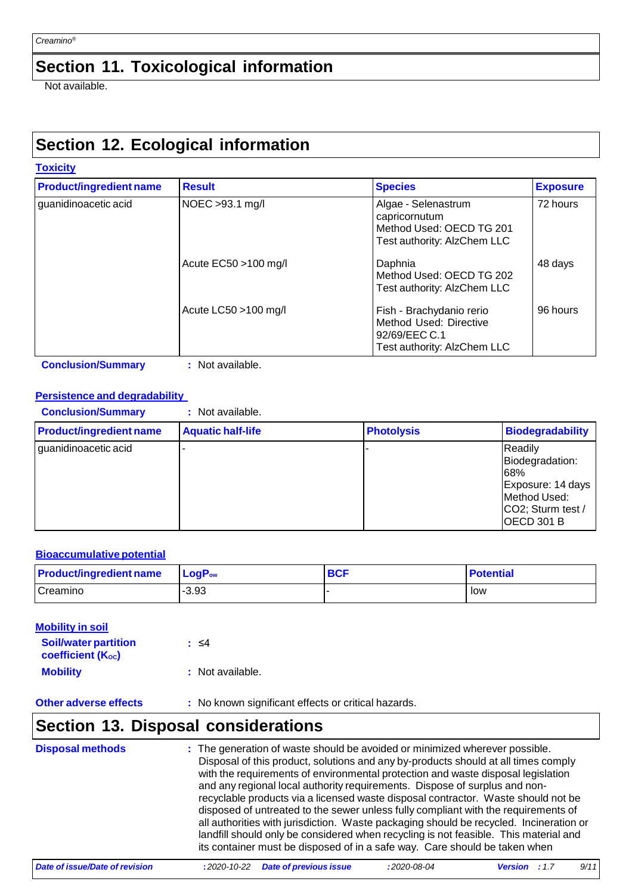## Section 11. Toxicological information

Not available.

## Section 12. Ecological information

### Toxicity

| Product/ingredient name | Result | Species | Exposure |
|---|---|---|---|
| guanidinoacetic acid | NOEC >93.1 mg/l | Algae - Selenastrum capricornutum<br>Method Used: OECD TG 201<br>Test authority: AlzChem LLC | 72 hours |
| | Acute EC50 >100 mg/l | Daphnia<br>Method Used: OECD TG 202<br>Test authority: AlzChem LLC | 48 days |
| | Acute LC50 >100 mg/l | Fish - Brachydanio rerio<br>Method Used: Directive 92/69/EEC C.1<br>Test authority: AlzChem LLC | 96 hours |

**Conclusion/Summary** : Not available.

### Persistence and degradability

**Conclusion/Summary** : Not available.

| Product/ingredient name | Aquatic half-life | Photolysis | Biodegradability |
|---|---|---|---|
| guanidinoacetic acid | - | - | Readily<br>Biodegradation: 68%<br>Exposure: 14 days<br>Method Used: $CO_2$; Sturm test / OECD 301 B |

### Bioaccumulative potential

| Product/ingredient name | $LogP_{ow}$ | BCF | Potential |
|---|---|---|---|
| Creamino | -3.93 | - | low |

### Mobility in soil

**Soil/water partition coefficient ($K_{OC}$)** : ≤4

**Mobility** : Not available.

**Other adverse effects** : No known significant effects or critical hazards.

## Section 13. Disposal considerations

**Disposal methods** : The generation of waste should be avoided or minimized wherever possible. Disposal of this product, solutions and any by-products should at all times comply with the requirements of environmental protection and waste disposal legislation and any regional local authority requirements. Dispose of surplus and non-recyclable products via a licensed waste disposal contractor. Waste should not be disposed of untreated to the sewer unless fully compliant with the requirements of all authorities with jurisdiction. Waste packaging should be recycled. Incineration or landfill should only be considered when recycling is not feasible. This material and its container must be disposed of in a safe way. Care should be taken when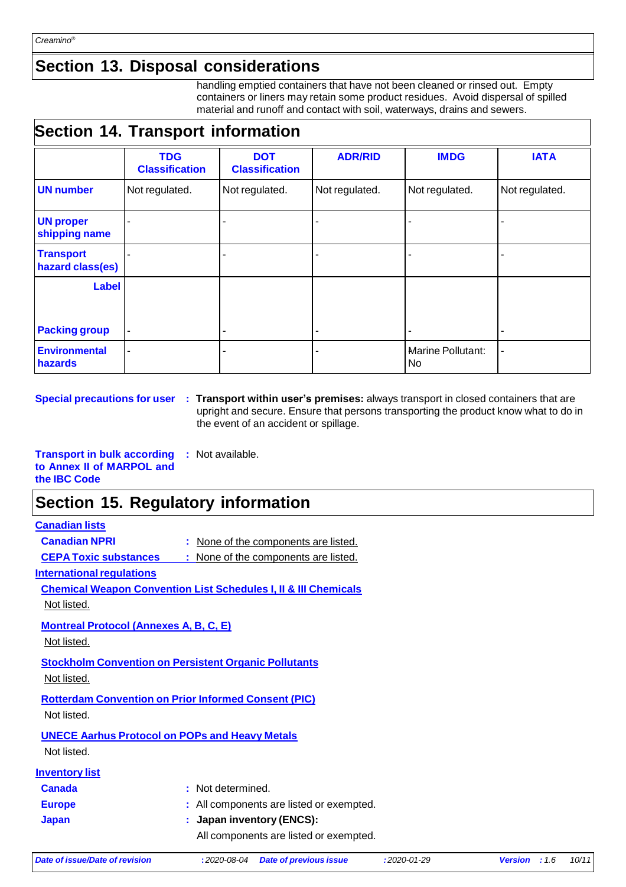## Section 13. Disposal considerations

handling emptied containers that have not been cleaned or rinsed out. Empty containers or liners may retain some product residues. Avoid dispersal of spilled material and runoff and contact with soil, waterways, drains and sewers.

## Section 14. Transport information

| | TDG Classification | DOT Classification | ADR/RID | IMDG | IATA |
|---|---|---|---|---|---|
| **UN number** | Not regulated. | Not regulated. | Not regulated. | Not regulated. | Not regulated. |
| **UN proper shipping name** | - | - | - | - | - |
| **Transport hazard class(es)** | - | - | - | - | - |
| **Label** | | | | | |
| **Packing group** | - | - | - | - | - |
| **Environmental hazards** | - | - | - | Marine Pollutant: No | - |

**Special precautions for user** : **Transport within user's premises:** always transport in closed containers that are upright and secure. Ensure that persons transporting the product know what to do in the event of an accident or spillage.

**Transport in bulk according to Annex II of MARPOL and the IBC Code** : Not available.

## Section 15. Regulatory information

**Canadian lists**

**Canadian NPRI** : None of the components are listed.

**CEPA Toxic substances** : None of the components are listed.

**International regulations**

**Chemical Weapon Convention List Schedules I, II & III Chemicals**

Not listed.

**Montreal Protocol (Annexes A, B, C, E)**

Not listed.

**Stockholm Convention on Persistent Organic Pollutants**

Not listed.

**Rotterdam Convention on Prior Informed Consent (PIC)**

Not listed.

**UNECE Aarhus Protocol on POPs and Heavy Metals**

Not listed.

**Inventory list**

**Canada** : Not determined.

**Europe** : All components are listed or exempted.

**Japan** : **Japan inventory (ENCS):**

All components are listed or exempted.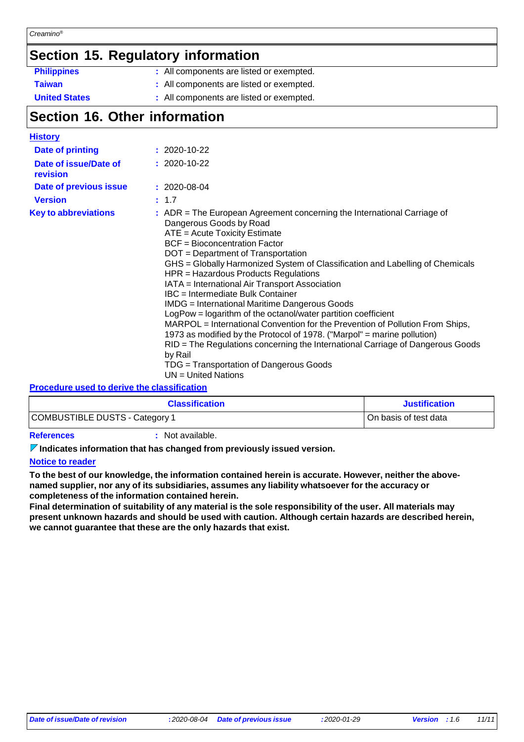## Section 15. Regulatory information

**Philippines** : All components are listed or exempted.

**Taiwan** : All components are listed or exempted.

**United States** : All components are listed or exempted.

## Section 16. Other information

**History**

**Date of printing** : 2020-10-22

**Date of issue/Date of revision** : 2020-10-22

**Date of previous issue** : 2020-08-04

**Version** : 1.7

**Key to abbreviations** :
ADR = The European Agreement concerning the International Carriage of Dangerous Goods by Road
ATE = Acute Toxicity Estimate
BCF = Bioconcentration Factor
DOT = Department of Transportation
GHS = Globally Harmonized System of Classification and Labelling of Chemicals
HPR = Hazardous Products Regulations
IATA = International Air Transport Association
IBC = Intermediate Bulk Container
IMDG = International Maritime Dangerous Goods
LogPow = logarithm of the octanol/water partition coefficient
MARPOL = International Convention for the Prevention of Pollution From Ships, 1973 as modified by the Protocol of 1978. ("Marpol" = marine pollution)
RID = The Regulations concerning the International Carriage of Dangerous Goods by Rail
TDG = Transportation of Dangerous Goods
UN = United Nations

**Procedure used to derive the classification**

| Classification | Justification |
|---|---|
| COMBUSTIBLE DUSTS - Category 1 | On basis of test data |

**References** : Not available.

**Indicates information that has changed from previously issued version.**

**Notice to reader**

**To the best of our knowledge, the information contained herein is accurate. However, neither the above-named supplier, nor any of its subsidiaries, assumes any liability whatsoever for the accuracy or completeness of the information contained herein.**

**Final determination of suitability of any material is the sole responsibility of the user. All materials may present unknown hazards and should be used with caution. Although certain hazards are described herein, we cannot guarantee that these are the only hazards that exist.**